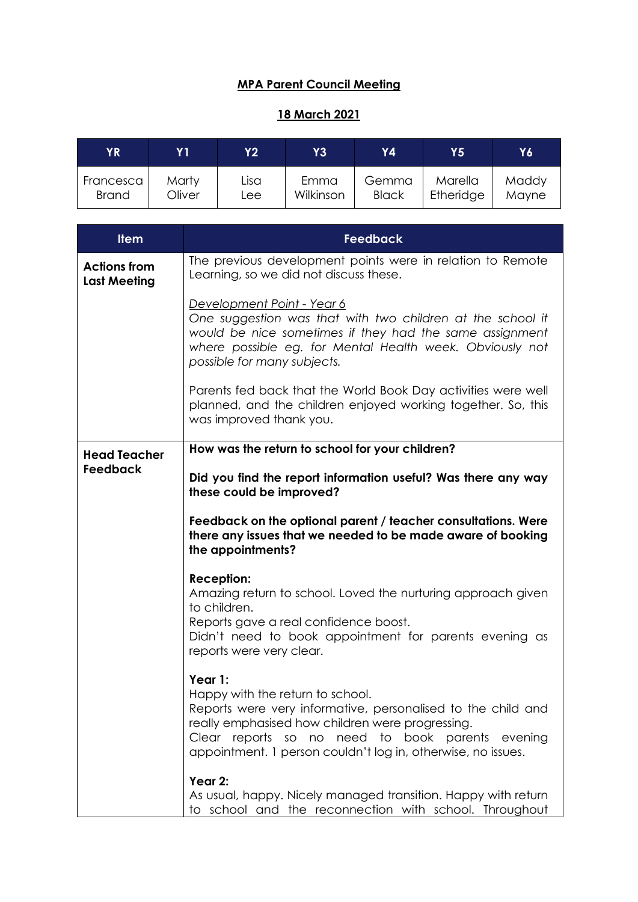# MPA Parent Council Meeting

## 18 March 2021

| YR | Y1 | Y2 | Y3 | Y4 | Y5 | Y6 |
|---|---|---|---|---|---|---|
| Francesca Brand | Marty Oliver | Lisa Lee | Emma Wilkinson | Gemma Black | Marella Etheridge | Maddy Mayne |

| Item | Feedback |
|---|---|
| **Actions from Last Meeting** | The previous development points were in relation to Remote Learning, so we did not discuss these.<br><br>*Development Point - Year 6*<br>*One suggestion was that with two children at the school it would be nice sometimes if they had the same assignment where possible eg. for Mental Health week. Obviously not possible for many subjects.*<br><br>Parents fed back that the World Book Day activities were well planned, and the children enjoyed working together. So, this was improved thank you. |
| **Head Teacher Feedback** | **How was the return to school for your children?**<br><br>**Did you find the report information useful? Was there any way these could be improved?**<br><br>**Feedback on the optional parent / teacher consultations. Were there any issues that we needed to be made aware of booking the appointments?**<br><br>**Reception:**<br>Amazing return to school. Loved the nurturing approach given to children.<br>Reports gave a real confidence boost.<br>Didn't need to book appointment for parents evening as reports were very clear.<br><br>**Year 1:**<br>Happy with the return to school.<br>Reports were very informative, personalised to the child and really emphasised how children were progressing.<br>Clear reports so no need to book parents evening appointment. 1 person couldn't log in, otherwise, no issues.<br><br>**Year 2:**<br>As usual, happy. Nicely managed transition. Happy with return to school and the reconnection with school. Throughout |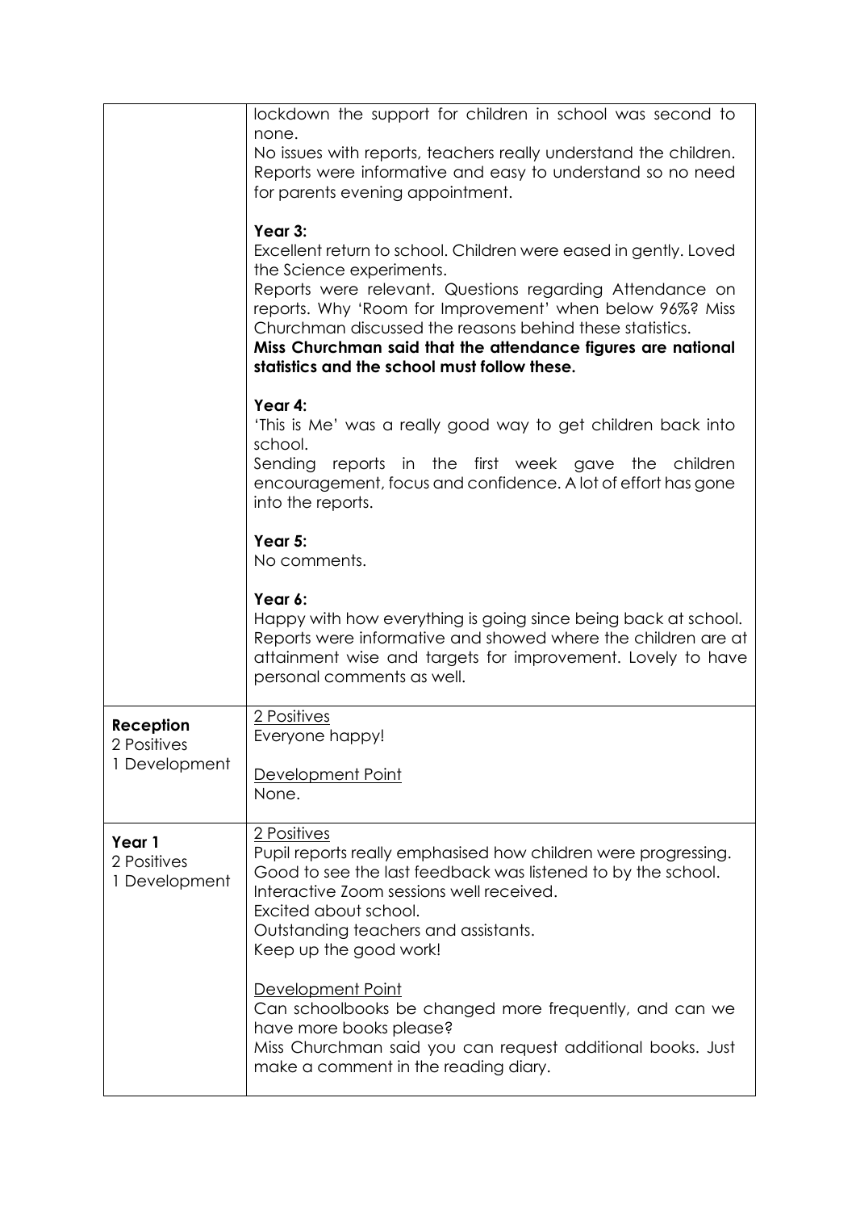| | |
|---|---|
| | lockdown the support for children in school was second to none.<br>No issues with reports, teachers really understand the children. Reports were informative and easy to understand so no need for parents evening appointment.<br><br>**Year 3:**<br>Excellent return to school. Children were eased in gently. Loved the Science experiments.<br>Reports were relevant. Questions regarding Attendance on reports. Why 'Room for Improvement' when below 96%? Miss Churchman discussed the reasons behind these statistics.<br>**Miss Churchman said that the attendance figures are national statistics and the school must follow these.**<br><br>**Year 4:**<br>'This is Me' was a really good way to get children back into school.<br>Sending reports in the first week gave the children encouragement, focus and confidence. A lot of effort has gone into the reports.<br><br>**Year 5:**<br>No comments.<br><br>**Year 6:**<br>Happy with how everything is going since being back at school. Reports were informative and showed where the children are at attainment wise and targets for improvement. Lovely to have personal comments as well. |
| **Reception**<br>2 Positives<br>1 Development | <u>2 Positives</u><br>Everyone happy!<br><br><u>Development Point</u><br>None. |
| **Year 1**<br>2 Positives<br>1 Development | <u>2 Positives</u><br>Pupil reports really emphasised how children were progressing.<br>Good to see the last feedback was listened to by the school.<br>Interactive Zoom sessions well received.<br>Excited about school.<br>Outstanding teachers and assistants.<br>Keep up the good work!<br><br><u>Development Point</u><br>Can schoolbooks be changed more frequently, and can we have more books please?<br>Miss Churchman said you can request additional books. Just make a comment in the reading diary. |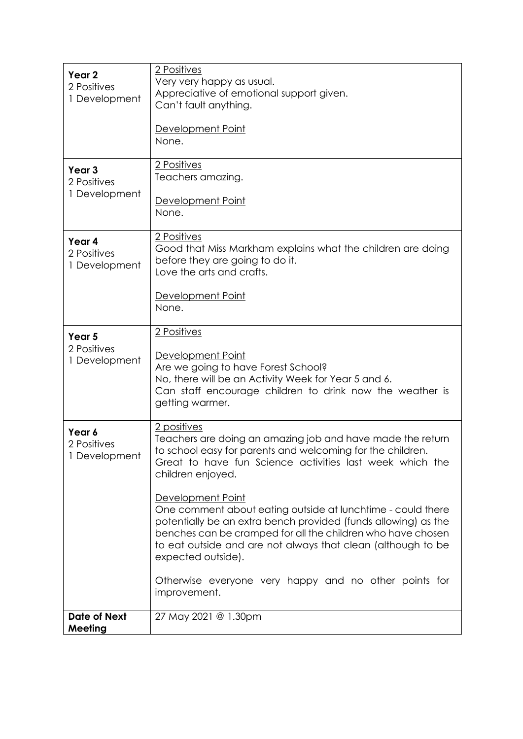| | |
|---|---|
| **Year 2**<br>2 Positives<br>1 Development | 2 Positives<br>Very very happy as usual.<br>Appreciative of emotional support given.<br>Can't fault anything.<br><br>Development Point<br>None. |
| **Year 3**<br>2 Positives<br>1 Development | 2 Positives<br>Teachers amazing.<br><br>Development Point<br>None. |
| **Year 4**<br>2 Positives<br>1 Development | 2 Positives<br>Good that Miss Markham explains what the children are doing before they are going to do it.<br>Love the arts and crafts.<br><br>Development Point<br>None. |
| **Year 5**<br>2 Positives<br>1 Development | 2 Positives<br><br>Development Point<br>Are we going to have Forest School?<br>No, there will be an Activity Week for Year 5 and 6.<br>Can staff encourage children to drink now the weather is getting warmer. |
| **Year 6**<br>2 Positives<br>1 Development | 2 positives<br>Teachers are doing an amazing job and have made the return to school easy for parents and welcoming for the children.<br>Great to have fun Science activities last week which the children enjoyed.<br><br>Development Point<br>One comment about eating outside at lunchtime - could there potentially be an extra bench provided (funds allowing) as the benches can be cramped for all the children who have chosen to eat outside and are not always that clean (although to be expected outside).<br><br>Otherwise everyone very happy and no other points for improvement. |
| **Date of Next Meeting** | 27 May 2021 @ 1.30pm |